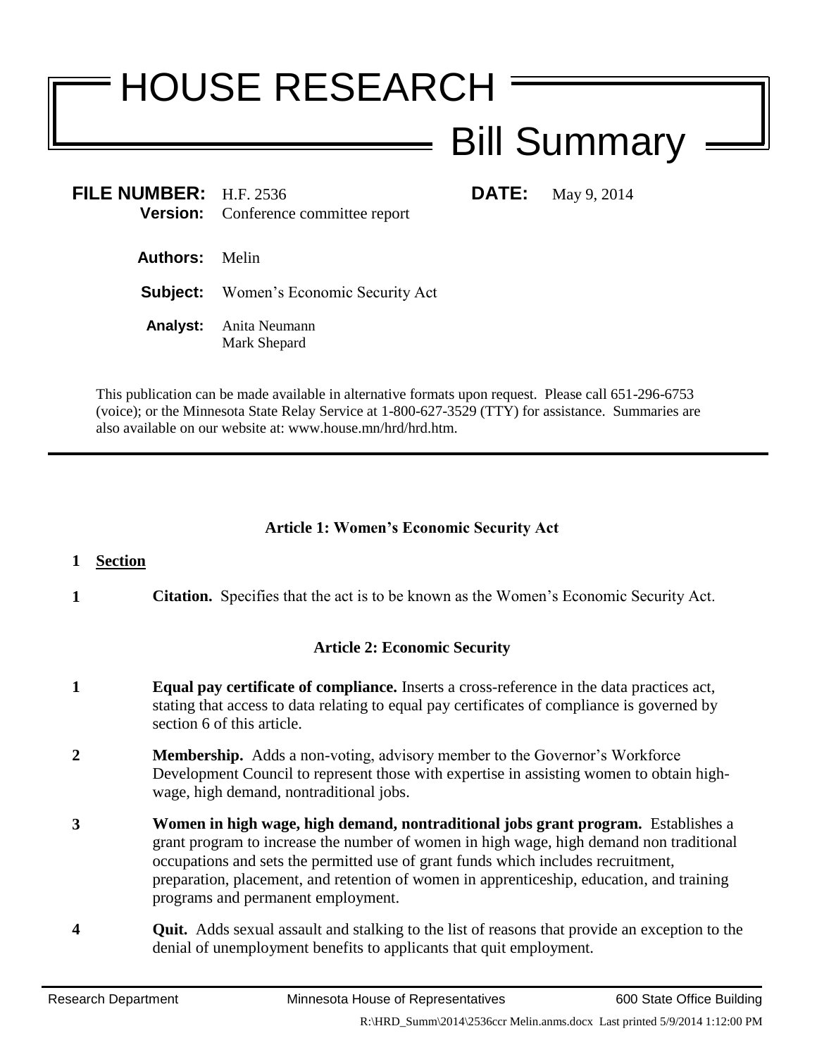# HOUSE RESEARCH

## Bill Summary

**FILE NUMBER:** H.F. 2536 **DATE:** May 9, 2014

**Version:** Conference committee report

**Authors:** Melin

**Subject:** Women's Economic Security Act

**Analyst:** Anita Neumann
Mark Shepard

This publication can be made available in alternative formats upon request. Please call 651-296-6753 (voice); or the Minnesota State Relay Service at 1-800-627-3529 (TTY) for assistance. Summaries are also available on our website at: www.house.mn/hrd/hrd.htm.

---

### Article 1: Women's Economic Security Act

**1 Section**

**1** **Citation.** Specifies that the act is to be known as the Women's Economic Security Act.

### Article 2: Economic Security

**1** **Equal pay certificate of compliance.** Inserts a cross-reference in the data practices act, stating that access to data relating to equal pay certificates of compliance is governed by section 6 of this article.

**2** **Membership.** Adds a non-voting, advisory member to the Governor's Workforce Development Council to represent those with expertise in assisting women to obtain high-wage, high demand, nontraditional jobs.

**3** **Women in high wage, high demand, nontraditional jobs grant program.** Establishes a grant program to increase the number of women in high wage, high demand non traditional occupations and sets the permitted use of grant funds which includes recruitment, preparation, placement, and retention of women in apprenticeship, education, and training programs and permanent employment.

**4** **Quit.** Adds sexual assault and stalking to the list of reasons that provide an exception to the denial of unemployment benefits to applicants that quit employment.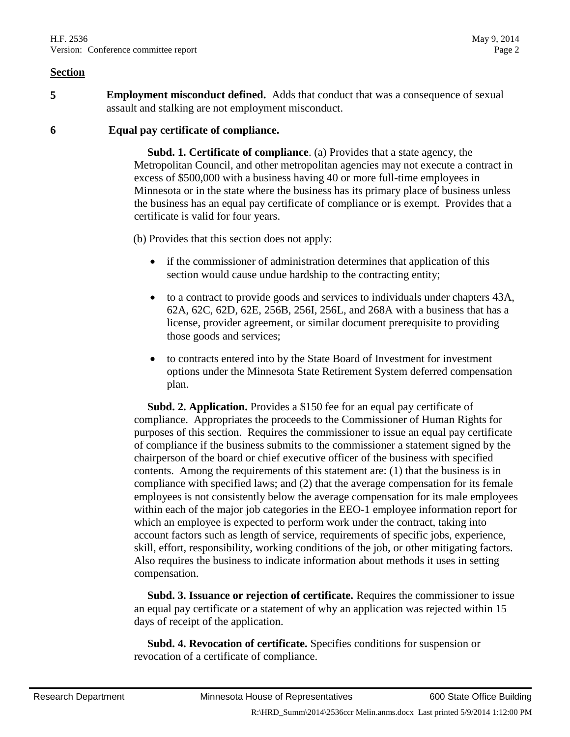**Section**

**5** **Employment misconduct defined.** Adds that conduct that was a consequence of sexual assault and stalking are not employment misconduct.

**6** **Equal pay certificate of compliance.**

**Subd. 1. Certificate of compliance**. (a) Provides that a state agency, the Metropolitan Council, and other metropolitan agencies may not execute a contract in excess of $500,000 with a business having 40 or more full-time employees in Minnesota or in the state where the business has its primary place of business unless the business has an equal pay certificate of compliance or is exempt. Provides that a certificate is valid for four years.

(b) Provides that this section does not apply:

- if the commissioner of administration determines that application of this section would cause undue hardship to the contracting entity;
- to a contract to provide goods and services to individuals under chapters 43A, 62A, 62C, 62D, 62E, 256B, 256I, 256L, and 268A with a business that has a license, provider agreement, or similar document prerequisite to providing those goods and services;
- to contracts entered into by the State Board of Investment for investment options under the Minnesota State Retirement System deferred compensation plan.

**Subd. 2. Application.** Provides a $150 fee for an equal pay certificate of compliance. Appropriates the proceeds to the Commissioner of Human Rights for purposes of this section. Requires the commissioner to issue an equal pay certificate of compliance if the business submits to the commissioner a statement signed by the chairperson of the board or chief executive officer of the business with specified contents. Among the requirements of this statement are: (1) that the business is in compliance with specified laws; and (2) that the average compensation for its female employees is not consistently below the average compensation for its male employees within each of the major job categories in the EEO-1 employee information report for which an employee is expected to perform work under the contract, taking into account factors such as length of service, requirements of specific jobs, experience, skill, effort, responsibility, working conditions of the job, or other mitigating factors. Also requires the business to indicate information about methods it uses in setting compensation.

**Subd. 3. Issuance or rejection of certificate.** Requires the commissioner to issue an equal pay certificate or a statement of why an application was rejected within 15 days of receipt of the application.

**Subd. 4. Revocation of certificate.** Specifies conditions for suspension or revocation of a certificate of compliance.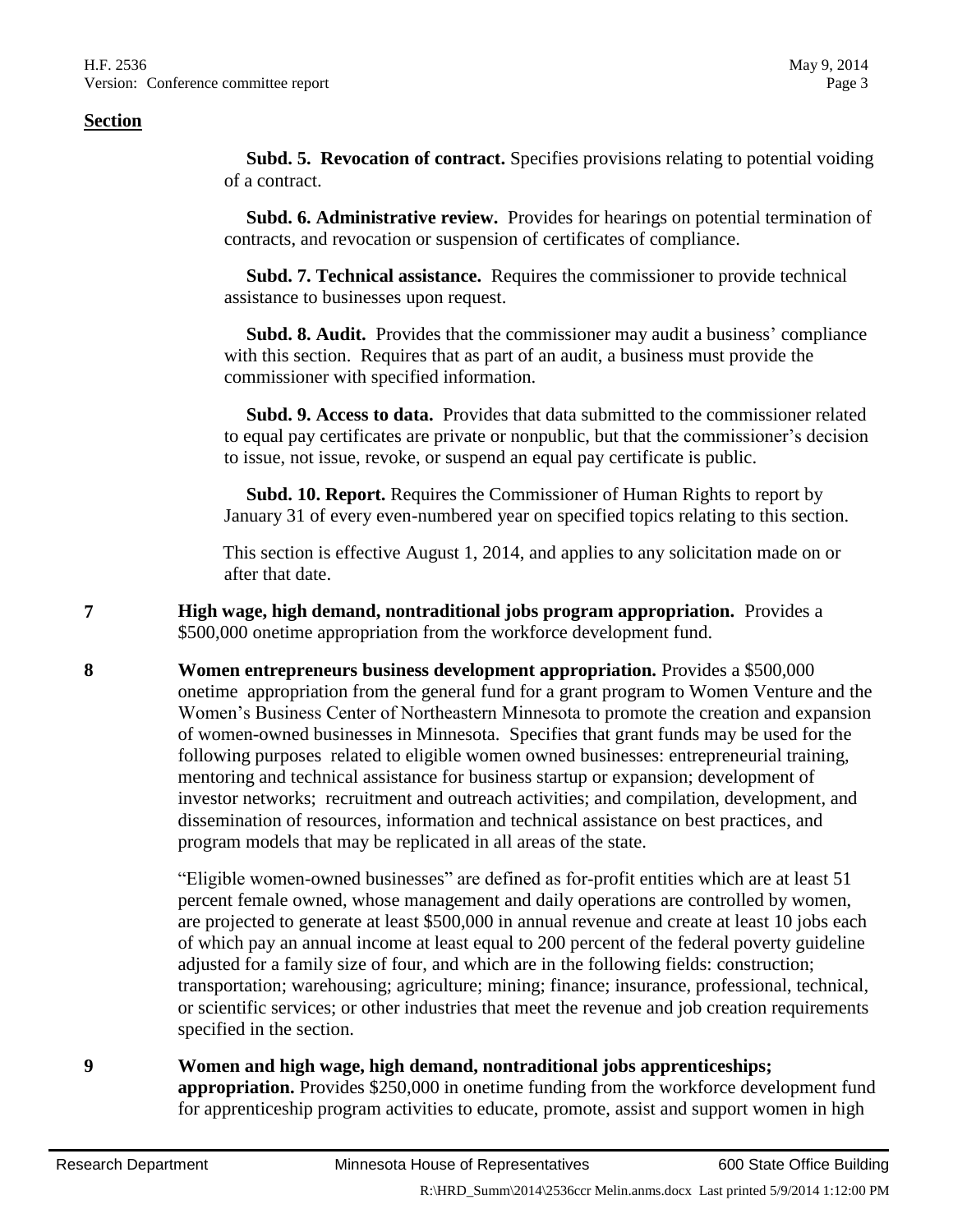**Section**

**Subd. 5. Revocation of contract.** Specifies provisions relating to potential voiding of a contract.

**Subd. 6. Administrative review.** Provides for hearings on potential termination of contracts, and revocation or suspension of certificates of compliance.

**Subd. 7. Technical assistance.** Requires the commissioner to provide technical assistance to businesses upon request.

**Subd. 8. Audit.** Provides that the commissioner may audit a business' compliance with this section. Requires that as part of an audit, a business must provide the commissioner with specified information.

**Subd. 9. Access to data.** Provides that data submitted to the commissioner related to equal pay certificates are private or nonpublic, but that the commissioner's decision to issue, not issue, revoke, or suspend an equal pay certificate is public.

**Subd. 10. Report.** Requires the Commissioner of Human Rights to report by January 31 of every even-numbered year on specified topics relating to this section.

This section is effective August 1, 2014, and applies to any solicitation made on or after that date.

**7** **High wage, high demand, nontraditional jobs program appropriation.** Provides a \$500,000 onetime appropriation from the workforce development fund.

**8** **Women entrepreneurs business development appropriation.** Provides a \$500,000 onetime appropriation from the general fund for a grant program to Women Venture and the Women's Business Center of Northeastern Minnesota to promote the creation and expansion of women-owned businesses in Minnesota. Specifies that grant funds may be used for the following purposes related to eligible women owned businesses: entrepreneurial training, mentoring and technical assistance for business startup or expansion; development of investor networks; recruitment and outreach activities; and compilation, development, and dissemination of resources, information and technical assistance on best practices, and program models that may be replicated in all areas of the state.

"Eligible women-owned businesses" are defined as for-profit entities which are at least 51 percent female owned, whose management and daily operations are controlled by women, are projected to generate at least \$500,000 in annual revenue and create at least 10 jobs each of which pay an annual income at least equal to 200 percent of the federal poverty guideline adjusted for a family size of four, and which are in the following fields: construction; transportation; warehousing; agriculture; mining; finance; insurance, professional, technical, or scientific services; or other industries that meet the revenue and job creation requirements specified in the section.

**9** **Women and high wage, high demand, nontraditional jobs apprenticeships; appropriation.** Provides \$250,000 in onetime funding from the workforce development fund for apprenticeship program activities to educate, promote, assist and support women in high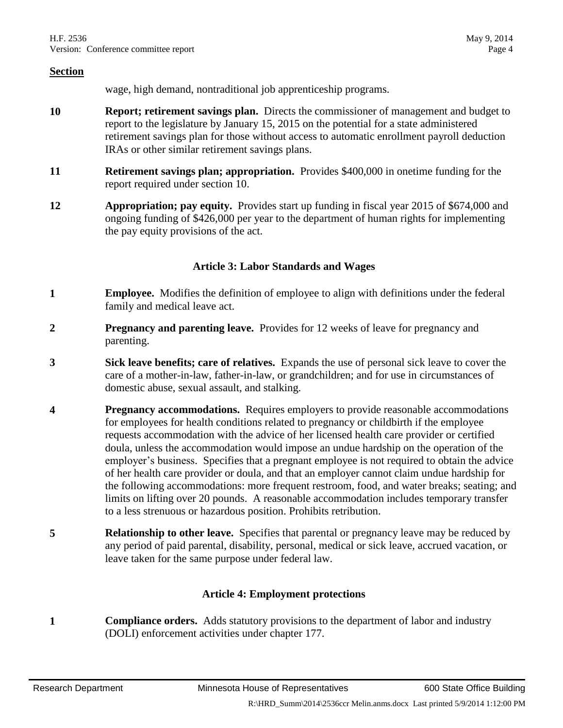**Section**

wage, high demand, nontraditional job apprenticeship programs.

**10** **Report; retirement savings plan.** Directs the commissioner of management and budget to report to the legislature by January 15, 2015 on the potential for a state administered retirement savings plan for those without access to automatic enrollment payroll deduction IRAs or other similar retirement savings plans.

**11** **Retirement savings plan; appropriation.** Provides $400,000 in onetime funding for the report required under section 10.

**12** **Appropriation; pay equity.** Provides start up funding in fiscal year 2015 of $674,000 and ongoing funding of $426,000 per year to the department of human rights for implementing the pay equity provisions of the act.

## Article 3: Labor Standards and Wages

**1** **Employee.** Modifies the definition of employee to align with definitions under the federal family and medical leave act.

**2** **Pregnancy and parenting leave.** Provides for 12 weeks of leave for pregnancy and parenting.

**3** **Sick leave benefits; care of relatives.** Expands the use of personal sick leave to cover the care of a mother-in-law, father-in-law, or grandchildren; and for use in circumstances of domestic abuse, sexual assault, and stalking.

**4** **Pregnancy accommodations.** Requires employers to provide reasonable accommodations for employees for health conditions related to pregnancy or childbirth if the employee requests accommodation with the advice of her licensed health care provider or certified doula, unless the accommodation would impose an undue hardship on the operation of the employer's business. Specifies that a pregnant employee is not required to obtain the advice of her health care provider or doula, and that an employer cannot claim undue hardship for the following accommodations: more frequent restroom, food, and water breaks; seating; and limits on lifting over 20 pounds. A reasonable accommodation includes temporary transfer to a less strenuous or hazardous position. Prohibits retribution.

**5** **Relationship to other leave.** Specifies that parental or pregnancy leave may be reduced by any period of paid parental, disability, personal, medical or sick leave, accrued vacation, or leave taken for the same purpose under federal law.

## Article 4: Employment protections

**1** **Compliance orders.** Adds statutory provisions to the department of labor and industry (DOLI) enforcement activities under chapter 177.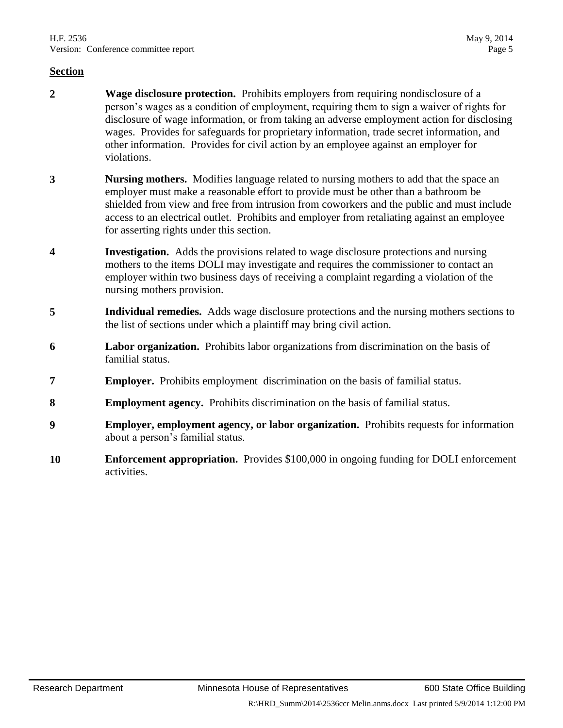**Section**

| | |
|---|---|
| **2** | **Wage disclosure protection.** Prohibits employers from requiring nondisclosure of a person's wages as a condition of employment, requiring them to sign a waiver of rights for disclosure of wage information, or from taking an adverse employment action for disclosing wages. Provides for safeguards for proprietary information, trade secret information, and other information. Provides for civil action by an employee against an employer for violations. |
| **3** | **Nursing mothers.** Modifies language related to nursing mothers to add that the space an employer must make a reasonable effort to provide must be other than a bathroom be shielded from view and free from intrusion from coworkers and the public and must include access to an electrical outlet. Prohibits and employer from retaliating against an employee for asserting rights under this section. |
| **4** | **Investigation.** Adds the provisions related to wage disclosure protections and nursing mothers to the items DOLI may investigate and requires the commissioner to contact an employer within two business days of receiving a complaint regarding a violation of the nursing mothers provision. |
| **5** | **Individual remedies.** Adds wage disclosure protections and the nursing mothers sections to the list of sections under which a plaintiff may bring civil action. |
| **6** | **Labor organization.** Prohibits labor organizations from discrimination on the basis of familial status. |
| **7** | **Employer.** Prohibits employment discrimination on the basis of familial status. |
| **8** | **Employment agency.** Prohibits discrimination on the basis of familial status. |
| **9** | **Employer, employment agency, or labor organization.** Prohibits requests for information about a person's familial status. |
| **10** | **Enforcement appropriation.** Provides $100,000 in ongoing funding for DOLI enforcement activities. |